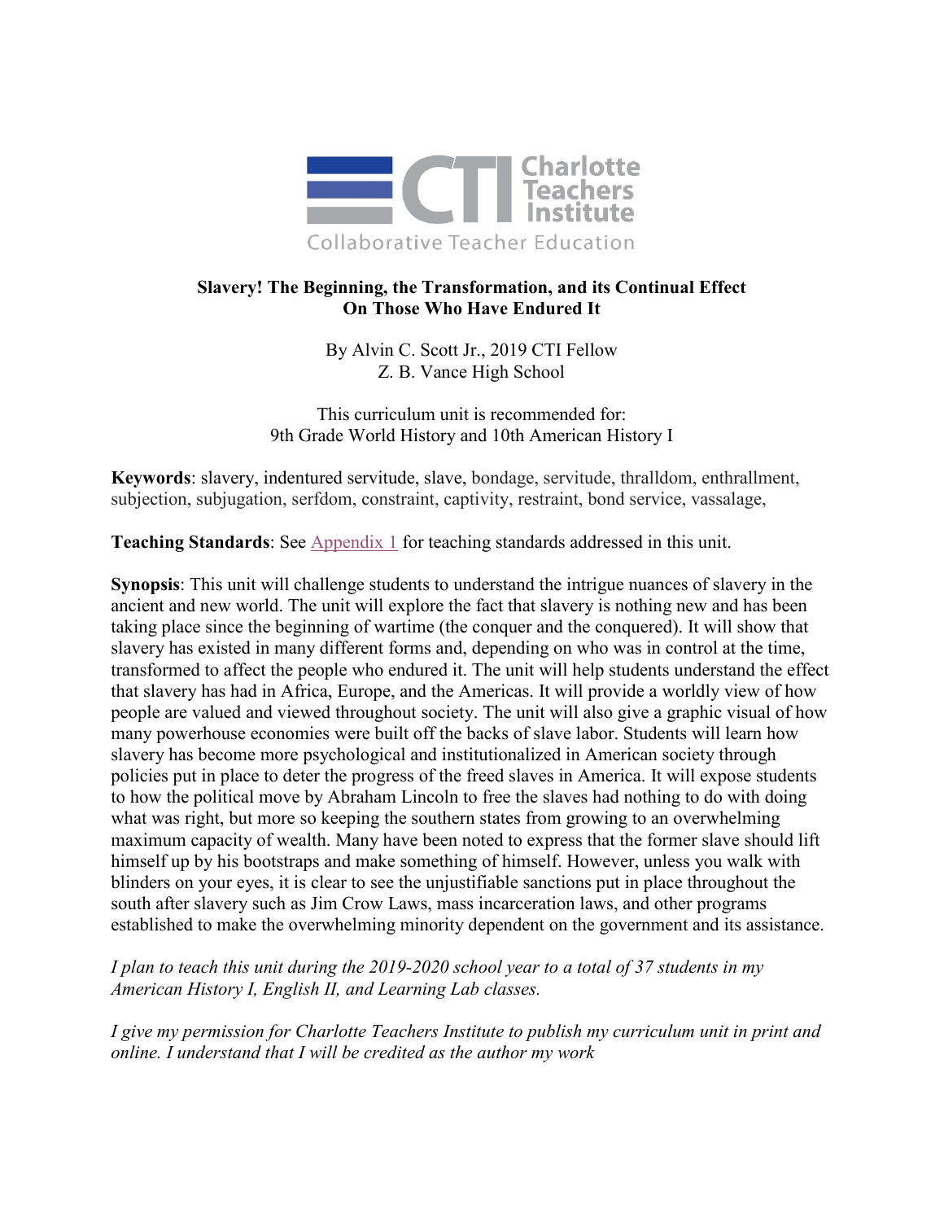Charlotte Teachers Institute

Collaborative Teacher Education

# Slavery! The Beginning, the Transformation, and its Continual Effect On Those Who Have Endured It

By Alvin C. Scott Jr., 2019 CTI Fellow
Z. B. Vance High School

This curriculum unit is recommended for:
9th Grade World History and 10th American History I

**Keywords**: slavery, indentured servitude, slave, bondage, servitude, thralldom, enthrallment, subjection, subjugation, serfdom, constraint, captivity, restraint, bond service, vassalage,

**Teaching Standards**: See Appendix 1 for teaching standards addressed in this unit.

**Synopsis**: This unit will challenge students to understand the intrigue nuances of slavery in the ancient and new world. The unit will explore the fact that slavery is nothing new and has been taking place since the beginning of wartime (the conquer and the conquered). It will show that slavery has existed in many different forms and, depending on who was in control at the time, transformed to affect the people who endured it. The unit will help students understand the effect that slavery has had in Africa, Europe, and the Americas. It will provide a worldly view of how people are valued and viewed throughout society. The unit will also give a graphic visual of how many powerhouse economies were built off the backs of slave labor. Students will learn how slavery has become more psychological and institutionalized in American society through policies put in place to deter the progress of the freed slaves in America. It will expose students to how the political move by Abraham Lincoln to free the slaves had nothing to do with doing what was right, but more so keeping the southern states from growing to an overwhelming maximum capacity of wealth. Many have been noted to express that the former slave should lift himself up by his bootstraps and make something of himself. However, unless you walk with blinders on your eyes, it is clear to see the unjustifiable sanctions put in place throughout the south after slavery such as Jim Crow Laws, mass incarceration laws, and other programs established to make the overwhelming minority dependent on the government and its assistance.

*I plan to teach this unit during the 2019-2020 school year to a total of 37 students in my American History I, English II, and Learning Lab classes.*

*I give my permission for Charlotte Teachers Institute to publish my curriculum unit in print and online. I understand that I will be credited as the author my work*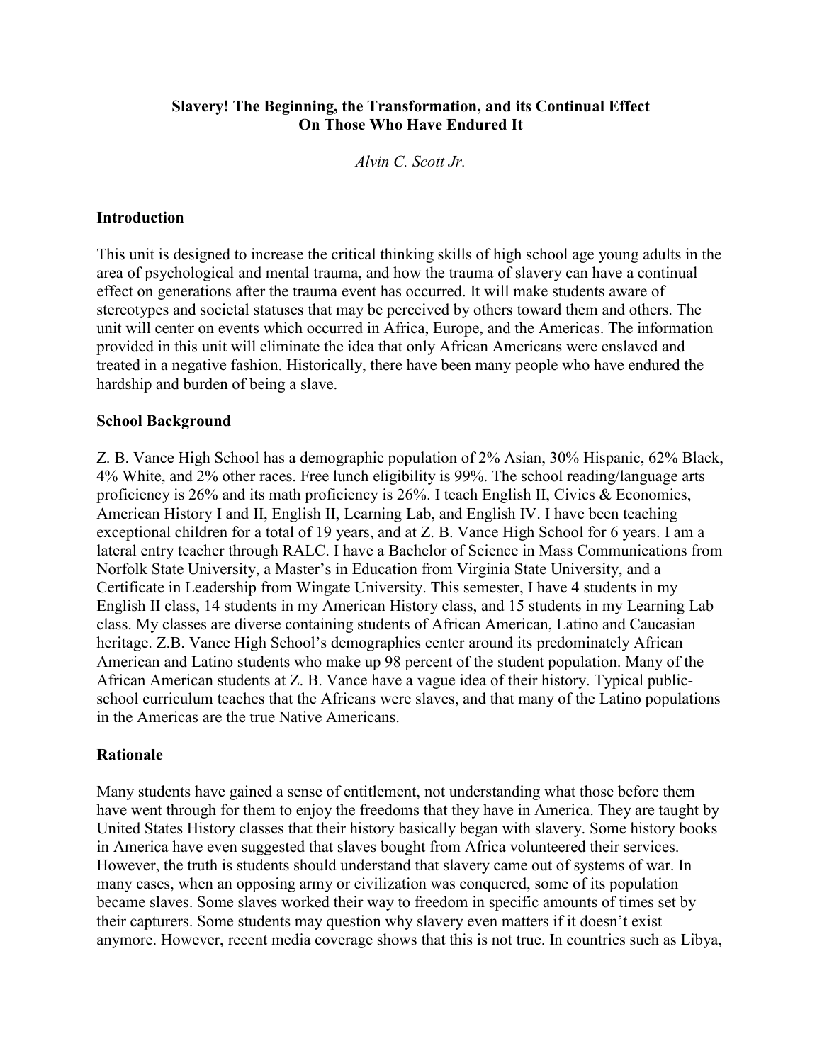**Slavery! The Beginning, the Transformation, and its Continual Effect On Those Who Have Endured It**

*Alvin C. Scott Jr.*

## Introduction

This unit is designed to increase the critical thinking skills of high school age young adults in the area of psychological and mental trauma, and how the trauma of slavery can have a continual effect on generations after the trauma event has occurred. It will make students aware of stereotypes and societal statuses that may be perceived by others toward them and others. The unit will center on events which occurred in Africa, Europe, and the Americas. The information provided in this unit will eliminate the idea that only African Americans were enslaved and treated in a negative fashion. Historically, there have been many people who have endured the hardship and burden of being a slave.

## School Background

Z. B. Vance High School has a demographic population of 2% Asian, 30% Hispanic, 62% Black, 4% White, and 2% other races. Free lunch eligibility is 99%. The school reading/language arts proficiency is 26% and its math proficiency is 26%. I teach English II, Civics & Economics, American History I and II, English II, Learning Lab, and English IV. I have been teaching exceptional children for a total of 19 years, and at Z. B. Vance High School for 6 years. I am a lateral entry teacher through RALC. I have a Bachelor of Science in Mass Communications from Norfolk State University, a Master's in Education from Virginia State University, and a Certificate in Leadership from Wingate University. This semester, I have 4 students in my English II class, 14 students in my American History class, and 15 students in my Learning Lab class. My classes are diverse containing students of African American, Latino and Caucasian heritage. Z.B. Vance High School's demographics center around its predominately African American and Latino students who make up 98 percent of the student population. Many of the African American students at Z. B. Vance have a vague idea of their history. Typical public-school curriculum teaches that the Africans were slaves, and that many of the Latino populations in the Americas are the true Native Americans.

## Rationale

Many students have gained a sense of entitlement, not understanding what those before them have went through for them to enjoy the freedoms that they have in America. They are taught by United States History classes that their history basically began with slavery. Some history books in America have even suggested that slaves bought from Africa volunteered their services. However, the truth is students should understand that slavery came out of systems of war. In many cases, when an opposing army or civilization was conquered, some of its population became slaves. Some slaves worked their way to freedom in specific amounts of times set by their capturers. Some students may question why slavery even matters if it doesn't exist anymore. However, recent media coverage shows that this is not true. In countries such as Libya,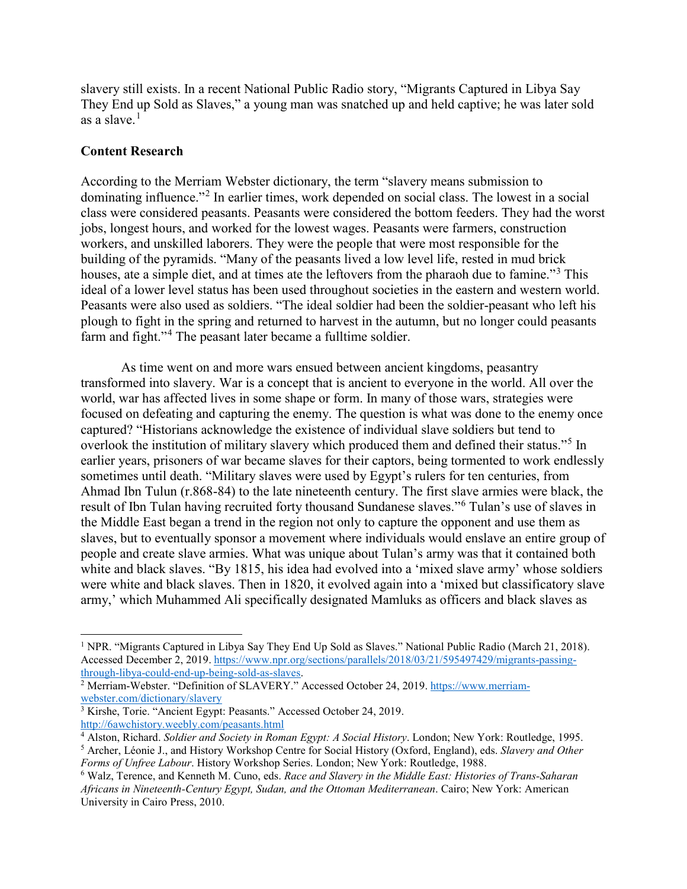slavery still exists. In a recent National Public Radio story, "Migrants Captured in Libya Say They End up Sold as Slaves," a young man was snatched up and held captive; he was later sold as a slave.[1]

**Content Research**

According to the Merriam Webster dictionary, the term "slavery means submission to dominating influence."[2] In earlier times, work depended on social class. The lowest in a social class were considered peasants. Peasants were considered the bottom feeders. They had the worst jobs, longest hours, and worked for the lowest wages. Peasants were farmers, construction workers, and unskilled laborers. They were the people that were most responsible for the building of the pyramids. "Many of the peasants lived a low level life, rested in mud brick houses, ate a simple diet, and at times ate the leftovers from the pharaoh due to famine."[3] This ideal of a lower level status has been used throughout societies in the eastern and western world. Peasants were also used as soldiers. "The ideal soldier had been the soldier-peasant who left his plough to fight in the spring and returned to harvest in the autumn, but no longer could peasants farm and fight."[4] The peasant later became a fulltime soldier.

As time went on and more wars ensued between ancient kingdoms, peasantry transformed into slavery. War is a concept that is ancient to everyone in the world. All over the world, war has affected lives in some shape or form. In many of those wars, strategies were focused on defeating and capturing the enemy. The question is what was done to the enemy once captured? "Historians acknowledge the existence of individual slave soldiers but tend to overlook the institution of military slavery which produced them and defined their status."[5] In earlier years, prisoners of war became slaves for their captors, being tormented to work endlessly sometimes until death. "Military slaves were used by Egypt's rulers for ten centuries, from Ahmad Ibn Tulun (r.868-84) to the late nineteenth century. The first slave armies were black, the result of Ibn Tulan having recruited forty thousand Sundanese slaves."[6] Tulan's use of slaves in the Middle East began a trend in the region not only to capture the opponent and use them as slaves, but to eventually sponsor a movement where individuals would enslave an entire group of people and create slave armies. What was unique about Tulan's army was that it contained both white and black slaves. "By 1815, his idea had evolved into a 'mixed slave army' whose soldiers were white and black slaves. Then in 1820, it evolved again into a 'mixed but classificatory slave army,' which Muhammed Ali specifically designated Mamluks as officers and black slaves as

---

[1] NPR. "Migrants Captured in Libya Say They End Up Sold as Slaves." National Public Radio (March 21, 2018). Accessed December 2, 2019. https://www.npr.org/sections/parallels/2018/03/21/595497429/migrants-passing-through-libya-could-end-up-being-sold-as-slaves.

[2] Merriam-Webster. "Definition of SLAVERY." Accessed October 24, 2019. https://www.merriam-webster.com/dictionary/slavery

[3] Kirshe, Torie. "Ancient Egypt: Peasants." Accessed October 24, 2019. http://6awchistory.weebly.com/peasants.html

[4] Alston, Richard. *Soldier and Society in Roman Egypt: A Social History*. London; New York: Routledge, 1995.

[5] Archer, Léonie J., and History Workshop Centre for Social History (Oxford, England), eds. *Slavery and Other Forms of Unfree Labour*. History Workshop Series. London; New York: Routledge, 1988.

[6] Walz, Terence, and Kenneth M. Cuno, eds. *Race and Slavery in the Middle East: Histories of Trans-Saharan Africans in Nineteenth-Century Egypt, Sudan, and the Ottoman Mediterranean*. Cairo; New York: American University in Cairo Press, 2010.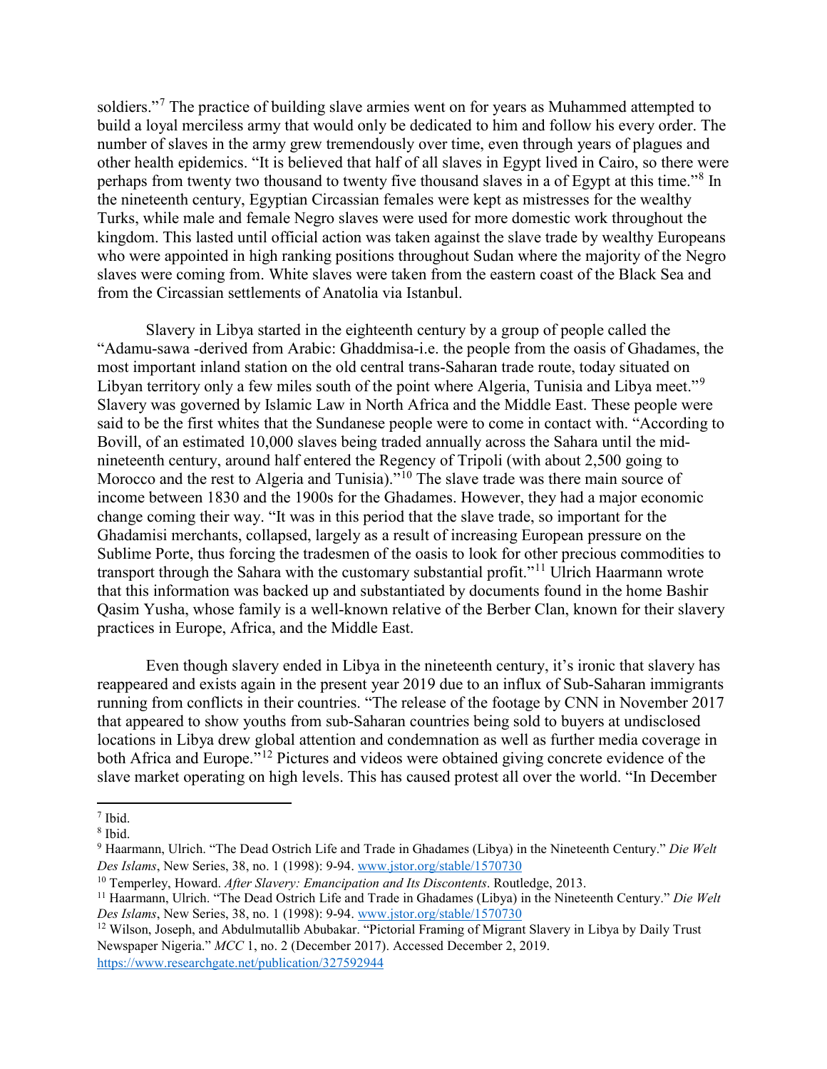soldiers."[7] The practice of building slave armies went on for years as Muhammed attempted to build a loyal merciless army that would only be dedicated to him and follow his every order. The number of slaves in the army grew tremendously over time, even through years of plagues and other health epidemics. "It is believed that half of all slaves in Egypt lived in Cairo, so there were perhaps from twenty two thousand to twenty five thousand slaves in a of Egypt at this time."[8] In the nineteenth century, Egyptian Circassian females were kept as mistresses for the wealthy Turks, while male and female Negro slaves were used for more domestic work throughout the kingdom. This lasted until official action was taken against the slave trade by wealthy Europeans who were appointed in high ranking positions throughout Sudan where the majority of the Negro slaves were coming from. White slaves were taken from the eastern coast of the Black Sea and from the Circassian settlements of Anatolia via Istanbul.

Slavery in Libya started in the eighteenth century by a group of people called the "Adamu-sawa -derived from Arabic: Ghaddmisa-i.e. the people from the oasis of Ghadames, the most important inland station on the old central trans-Saharan trade route, today situated on Libyan territory only a few miles south of the point where Algeria, Tunisia and Libya meet."[9] Slavery was governed by Islamic Law in North Africa and the Middle East. These people were said to be the first whites that the Sundanese people were to come in contact with. "According to Bovill, of an estimated 10,000 slaves being traded annually across the Sahara until the mid-nineteenth century, around half entered the Regency of Tripoli (with about 2,500 going to Morocco and the rest to Algeria and Tunisia)."[10] The slave trade was there main source of income between 1830 and the 1900s for the Ghadames. However, they had a major economic change coming their way. "It was in this period that the slave trade, so important for the Ghadamisi merchants, collapsed, largely as a result of increasing European pressure on the Sublime Porte, thus forcing the tradesmen of the oasis to look for other precious commodities to transport through the Sahara with the customary substantial profit."[11] Ulrich Haarmann wrote that this information was backed up and substantiated by documents found in the home Bashir Qasim Yusha, whose family is a well-known relative of the Berber Clan, known for their slavery practices in Europe, Africa, and the Middle East.

Even though slavery ended in Libya in the nineteenth century, it's ironic that slavery has reappeared and exists again in the present year 2019 due to an influx of Sub-Saharan immigrants running from conflicts in their countries. "The release of the footage by CNN in November 2017 that appeared to show youths from sub-Saharan countries being sold to buyers at undisclosed locations in Libya drew global attention and condemnation as well as further media coverage in both Africa and Europe."[12] Pictures and videos were obtained giving concrete evidence of the slave market operating on high levels. This has caused protest all over the world. "In December

---

[7] Ibid.

[8] Ibid.

[9] Haarmann, Ulrich. "The Dead Ostrich Life and Trade in Ghadames (Libya) in the Nineteenth Century." *Die Welt Des Islams*, New Series, 38, no. 1 (1998): 9-94. www.jstor.org/stable/1570730

[10] Temperley, Howard. *After Slavery: Emancipation and Its Discontents*. Routledge, 2013.

[11] Haarmann, Ulrich. "The Dead Ostrich Life and Trade in Ghadames (Libya) in the Nineteenth Century." *Die Welt Des Islams*, New Series, 38, no. 1 (1998): 9-94. www.jstor.org/stable/1570730

[12] Wilson, Joseph, and Abdulmutallib Abubakar. "Pictorial Framing of Migrant Slavery in Libya by Daily Trust Newspaper Nigeria." *MCC* 1, no. 2 (December 2017). Accessed December 2, 2019. https://www.researchgate.net/publication/327592944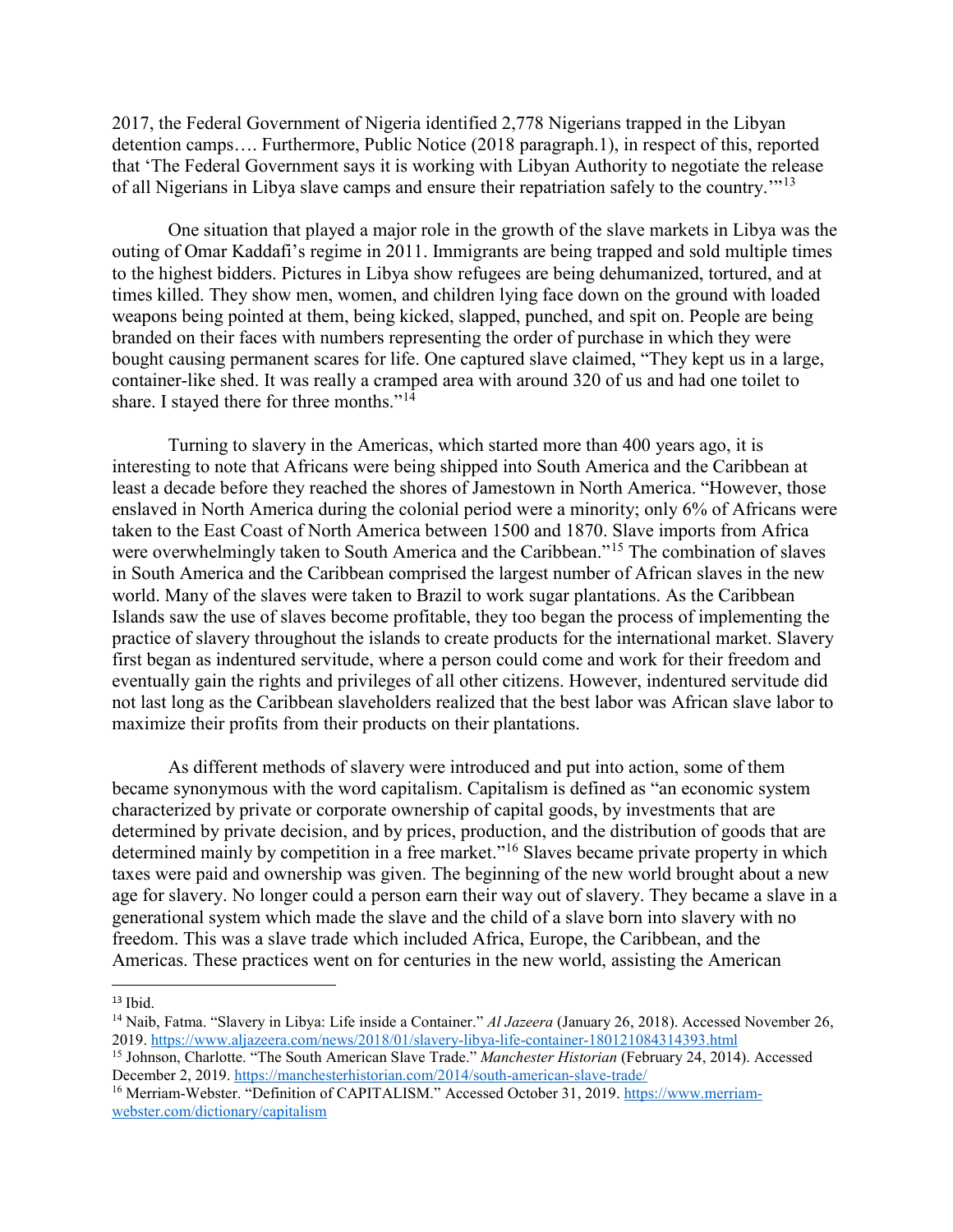2017, the Federal Government of Nigeria identified 2,778 Nigerians trapped in the Libyan detention camps…. Furthermore, Public Notice (2018 paragraph.1), in respect of this, reported that 'The Federal Government says it is working with Libyan Authority to negotiate the release of all Nigerians in Libya slave camps and ensure their repatriation safely to the country.'"[13]

One situation that played a major role in the growth of the slave markets in Libya was the outing of Omar Kaddafi's regime in 2011. Immigrants are being trapped and sold multiple times to the highest bidders. Pictures in Libya show refugees are being dehumanized, tortured, and at times killed. They show men, women, and children lying face down on the ground with loaded weapons being pointed at them, being kicked, slapped, punched, and spit on. People are being branded on their faces with numbers representing the order of purchase in which they were bought causing permanent scares for life. One captured slave claimed, "They kept us in a large, container-like shed. It was really a cramped area with around 320 of us and had one toilet to share. I stayed there for three months."[14]

Turning to slavery in the Americas, which started more than 400 years ago, it is interesting to note that Africans were being shipped into South America and the Caribbean at least a decade before they reached the shores of Jamestown in North America. "However, those enslaved in North America during the colonial period were a minority; only 6% of Africans were taken to the East Coast of North America between 1500 and 1870. Slave imports from Africa were overwhelmingly taken to South America and the Caribbean."[15] The combination of slaves in South America and the Caribbean comprised the largest number of African slaves in the new world. Many of the slaves were taken to Brazil to work sugar plantations. As the Caribbean Islands saw the use of slaves become profitable, they too began the process of implementing the practice of slavery throughout the islands to create products for the international market. Slavery first began as indentured servitude, where a person could come and work for their freedom and eventually gain the rights and privileges of all other citizens. However, indentured servitude did not last long as the Caribbean slaveholders realized that the best labor was African slave labor to maximize their profits from their products on their plantations.

As different methods of slavery were introduced and put into action, some of them became synonymous with the word capitalism. Capitalism is defined as "an economic system characterized by private or corporate ownership of capital goods, by investments that are determined by private decision, and by prices, production, and the distribution of goods that are determined mainly by competition in a free market."[16] Slaves became private property in which taxes were paid and ownership was given. The beginning of the new world brought about a new age for slavery. No longer could a person earn their way out of slavery. They became a slave in a generational system which made the slave and the child of a slave born into slavery with no freedom. This was a slave trade which included Africa, Europe, the Caribbean, and the Americas. These practices went on for centuries in the new world, assisting the American

---

[13] Ibid.

[14] Naib, Fatma. "Slavery in Libya: Life inside a Container." *Al Jazeera* (January 26, 2018). Accessed November 26, 2019. https://www.aljazeera.com/news/2018/01/slavery-libya-life-container-180121084314393.html

[15] Johnson, Charlotte. "The South American Slave Trade." *Manchester Historian* (February 24, 2014). Accessed December 2, 2019. https://manchesterhistorian.com/2014/south-american-slave-trade/

[16] Merriam-Webster. "Definition of CAPITALISM." Accessed October 31, 2019. https://www.merriam-webster.com/dictionary/capitalism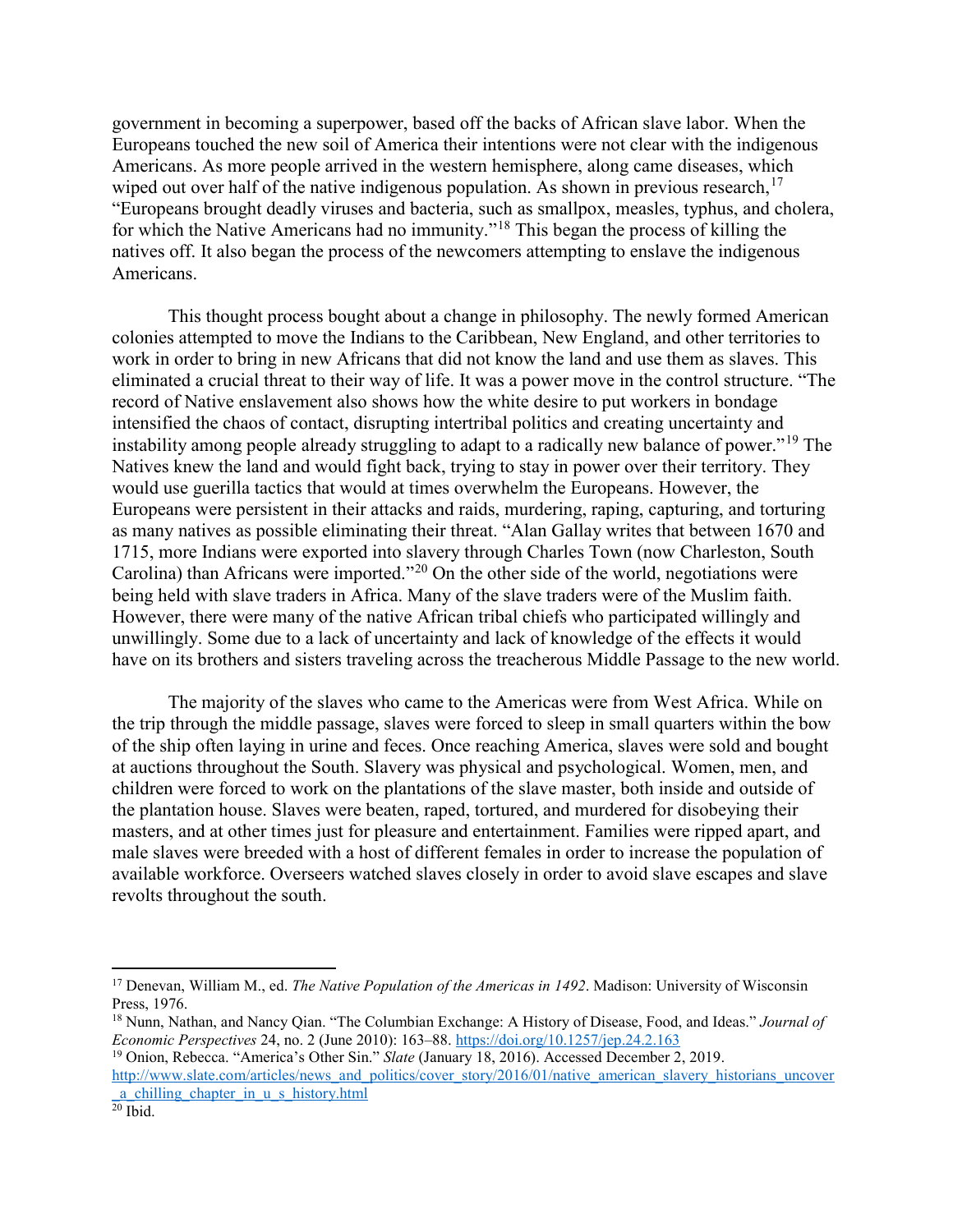government in becoming a superpower, based off the backs of African slave labor. When the Europeans touched the new soil of America their intentions were not clear with the indigenous Americans. As more people arrived in the western hemisphere, along came diseases, which wiped out over half of the native indigenous population. As shown in previous research,[17] "Europeans brought deadly viruses and bacteria, such as smallpox, measles, typhus, and cholera, for which the Native Americans had no immunity."[18] This began the process of killing the natives off. It also began the process of the newcomers attempting to enslave the indigenous Americans.

This thought process bought about a change in philosophy. The newly formed American colonies attempted to move the Indians to the Caribbean, New England, and other territories to work in order to bring in new Africans that did not know the land and use them as slaves. This eliminated a crucial threat to their way of life. It was a power move in the control structure. "The record of Native enslavement also shows how the white desire to put workers in bondage intensified the chaos of contact, disrupting intertribal politics and creating uncertainty and instability among people already struggling to adapt to a radically new balance of power."[19] The Natives knew the land and would fight back, trying to stay in power over their territory. They would use guerilla tactics that would at times overwhelm the Europeans. However, the Europeans were persistent in their attacks and raids, murdering, raping, capturing, and torturing as many natives as possible eliminating their threat. "Alan Gallay writes that between 1670 and 1715, more Indians were exported into slavery through Charles Town (now Charleston, South Carolina) than Africans were imported."[20] On the other side of the world, negotiations were being held with slave traders in Africa. Many of the slave traders were of the Muslim faith. However, there were many of the native African tribal chiefs who participated willingly and unwillingly. Some due to a lack of uncertainty and lack of knowledge of the effects it would have on its brothers and sisters traveling across the treacherous Middle Passage to the new world.

The majority of the slaves who came to the Americas were from West Africa. While on the trip through the middle passage, slaves were forced to sleep in small quarters within the bow of the ship often laying in urine and feces. Once reaching America, slaves were sold and bought at auctions throughout the South. Slavery was physical and psychological. Women, men, and children were forced to work on the plantations of the slave master, both inside and outside of the plantation house. Slaves were beaten, raped, tortured, and murdered for disobeying their masters, and at other times just for pleasure and entertainment. Families were ripped apart, and male slaves were breeded with a host of different females in order to increase the population of available workforce. Overseers watched slaves closely in order to avoid slave escapes and slave revolts throughout the south.

---

[17] Denevan, William M., ed. *The Native Population of the Americas in 1492*. Madison: University of Wisconsin Press, 1976.

[18] Nunn, Nathan, and Nancy Qian. "The Columbian Exchange: A History of Disease, Food, and Ideas." *Journal of Economic Perspectives* 24, no. 2 (June 2010): 163–88. https://doi.org/10.1257/jep.24.2.163

[19] Onion, Rebecca. "America's Other Sin." *Slate* (January 18, 2016). Accessed December 2, 2019. http://www.slate.com/articles/news_and_politics/cover_story/2016/01/native_american_slavery_historians_uncover_a_chilling_chapter_in_u_s_history.html

[20] Ibid.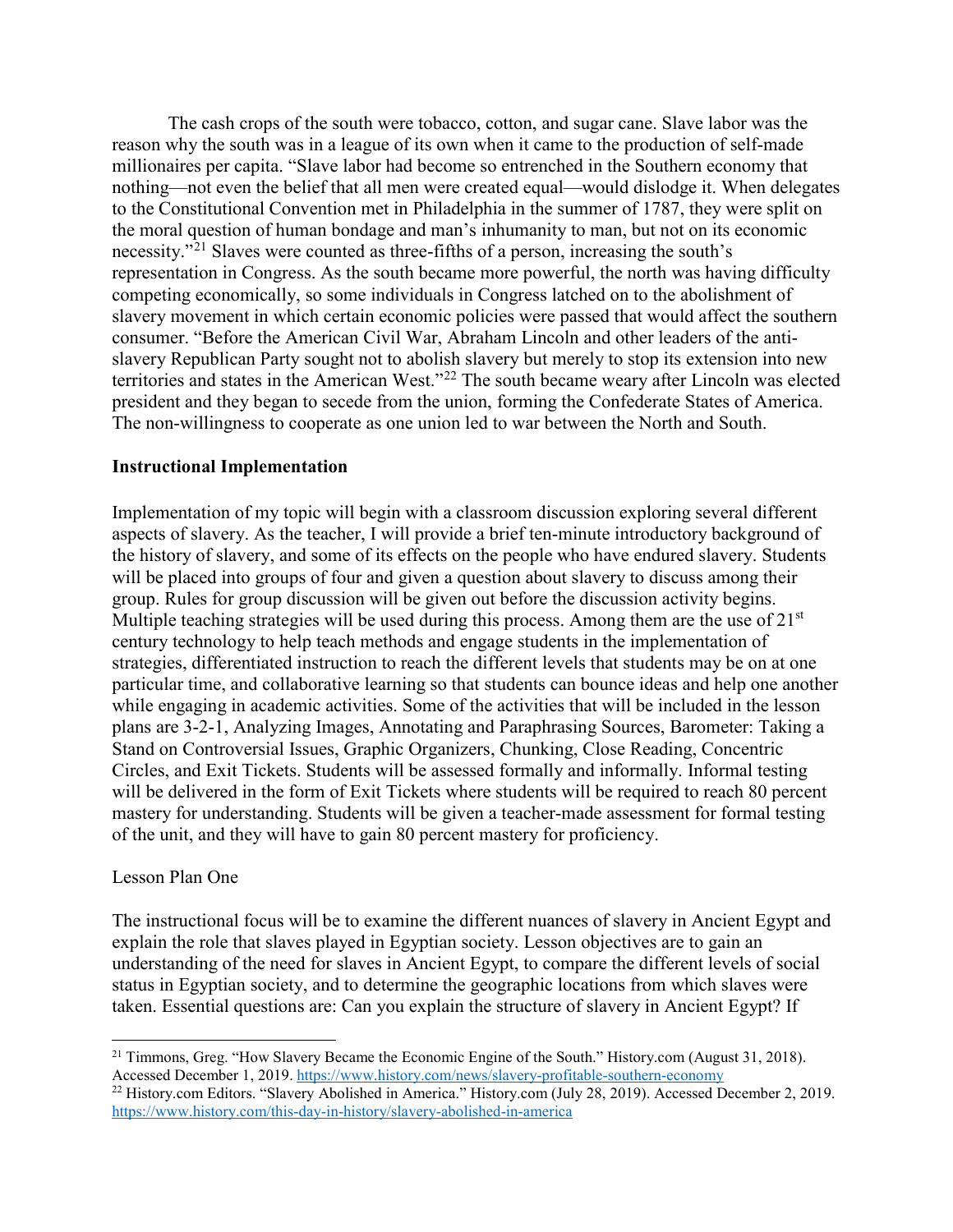The cash crops of the south were tobacco, cotton, and sugar cane. Slave labor was the reason why the south was in a league of its own when it came to the production of self-made millionaires per capita. "Slave labor had become so entrenched in the Southern economy that nothing—not even the belief that all men were created equal—would dislodge it. When delegates to the Constitutional Convention met in Philadelphia in the summer of 1787, they were split on the moral question of human bondage and man's inhumanity to man, but not on its economic necessity."[21] Slaves were counted as three-fifths of a person, increasing the south's representation in Congress. As the south became more powerful, the north was having difficulty competing economically, so some individuals in Congress latched on to the abolishment of slavery movement in which certain economic policies were passed that would affect the southern consumer. "Before the American Civil War, Abraham Lincoln and other leaders of the anti-slavery Republican Party sought not to abolish slavery but merely to stop its extension into new territories and states in the American West."[22] The south became weary after Lincoln was elected president and they began to secede from the union, forming the Confederate States of America. The non-willingness to cooperate as one union led to war between the North and South.

**Instructional Implementation**

Implementation of my topic will begin with a classroom discussion exploring several different aspects of slavery. As the teacher, I will provide a brief ten-minute introductory background of the history of slavery, and some of its effects on the people who have endured slavery. Students will be placed into groups of four and given a question about slavery to discuss among their group. Rules for group discussion will be given out before the discussion activity begins. Multiple teaching strategies will be used during this process. Among them are the use of 21st century technology to help teach methods and engage students in the implementation of strategies, differentiated instruction to reach the different levels that students may be on at one particular time, and collaborative learning so that students can bounce ideas and help one another while engaging in academic activities. Some of the activities that will be included in the lesson plans are 3-2-1, Analyzing Images, Annotating and Paraphrasing Sources, Barometer: Taking a Stand on Controversial Issues, Graphic Organizers, Chunking, Close Reading, Concentric Circles, and Exit Tickets. Students will be assessed formally and informally. Informal testing will be delivered in the form of Exit Tickets where students will be required to reach 80 percent mastery for understanding. Students will be given a teacher-made assessment for formal testing of the unit, and they will have to gain 80 percent mastery for proficiency.

Lesson Plan One

The instructional focus will be to examine the different nuances of slavery in Ancient Egypt and explain the role that slaves played in Egyptian society. Lesson objectives are to gain an understanding of the need for slaves in Ancient Egypt, to compare the different levels of social status in Egyptian society, and to determine the geographic locations from which slaves were taken. Essential questions are: Can you explain the structure of slavery in Ancient Egypt? If

---

[21] Timmons, Greg. "How Slavery Became the Economic Engine of the South." History.com (August 31, 2018). Accessed December 1, 2019. https://www.history.com/news/slavery-profitable-southern-economy

[22] History.com Editors. "Slavery Abolished in America." History.com (July 28, 2019). Accessed December 2, 2019. https://www.history.com/this-day-in-history/slavery-abolished-in-america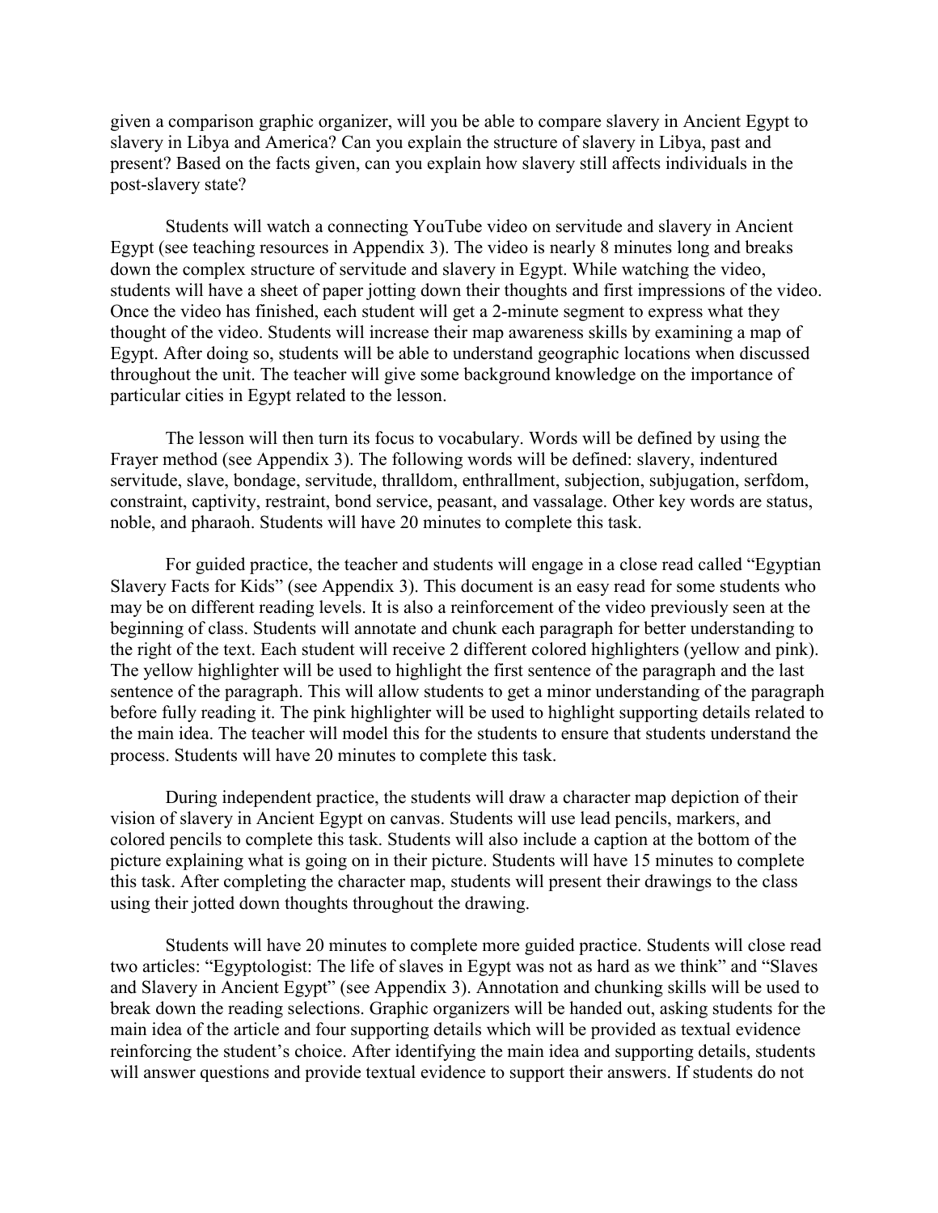given a comparison graphic organizer, will you be able to compare slavery in Ancient Egypt to slavery in Libya and America? Can you explain the structure of slavery in Libya, past and present? Based on the facts given, can you explain how slavery still affects individuals in the post-slavery state?

Students will watch a connecting YouTube video on servitude and slavery in Ancient Egypt (see teaching resources in Appendix 3). The video is nearly 8 minutes long and breaks down the complex structure of servitude and slavery in Egypt. While watching the video, students will have a sheet of paper jotting down their thoughts and first impressions of the video. Once the video has finished, each student will get a 2-minute segment to express what they thought of the video. Students will increase their map awareness skills by examining a map of Egypt. After doing so, students will be able to understand geographic locations when discussed throughout the unit. The teacher will give some background knowledge on the importance of particular cities in Egypt related to the lesson.

The lesson will then turn its focus to vocabulary. Words will be defined by using the Frayer method (see Appendix 3). The following words will be defined: slavery, indentured servitude, slave, bondage, servitude, thralldom, enthrallment, subjection, subjugation, serfdom, constraint, captivity, restraint, bond service, peasant, and vassalage. Other key words are status, noble, and pharaoh. Students will have 20 minutes to complete this task.

For guided practice, the teacher and students will engage in a close read called "Egyptian Slavery Facts for Kids" (see Appendix 3). This document is an easy read for some students who may be on different reading levels. It is also a reinforcement of the video previously seen at the beginning of class. Students will annotate and chunk each paragraph for better understanding to the right of the text. Each student will receive 2 different colored highlighters (yellow and pink). The yellow highlighter will be used to highlight the first sentence of the paragraph and the last sentence of the paragraph. This will allow students to get a minor understanding of the paragraph before fully reading it. The pink highlighter will be used to highlight supporting details related to the main idea. The teacher will model this for the students to ensure that students understand the process. Students will have 20 minutes to complete this task.

During independent practice, the students will draw a character map depiction of their vision of slavery in Ancient Egypt on canvas. Students will use lead pencils, markers, and colored pencils to complete this task. Students will also include a caption at the bottom of the picture explaining what is going on in their picture. Students will have 15 minutes to complete this task. After completing the character map, students will present their drawings to the class using their jotted down thoughts throughout the drawing.

Students will have 20 minutes to complete more guided practice. Students will close read two articles: "Egyptologist: The life of slaves in Egypt was not as hard as we think" and "Slaves and Slavery in Ancient Egypt" (see Appendix 3). Annotation and chunking skills will be used to break down the reading selections. Graphic organizers will be handed out, asking students for the main idea of the article and four supporting details which will be provided as textual evidence reinforcing the student's choice. After identifying the main idea and supporting details, students will answer questions and provide textual evidence to support their answers. If students do not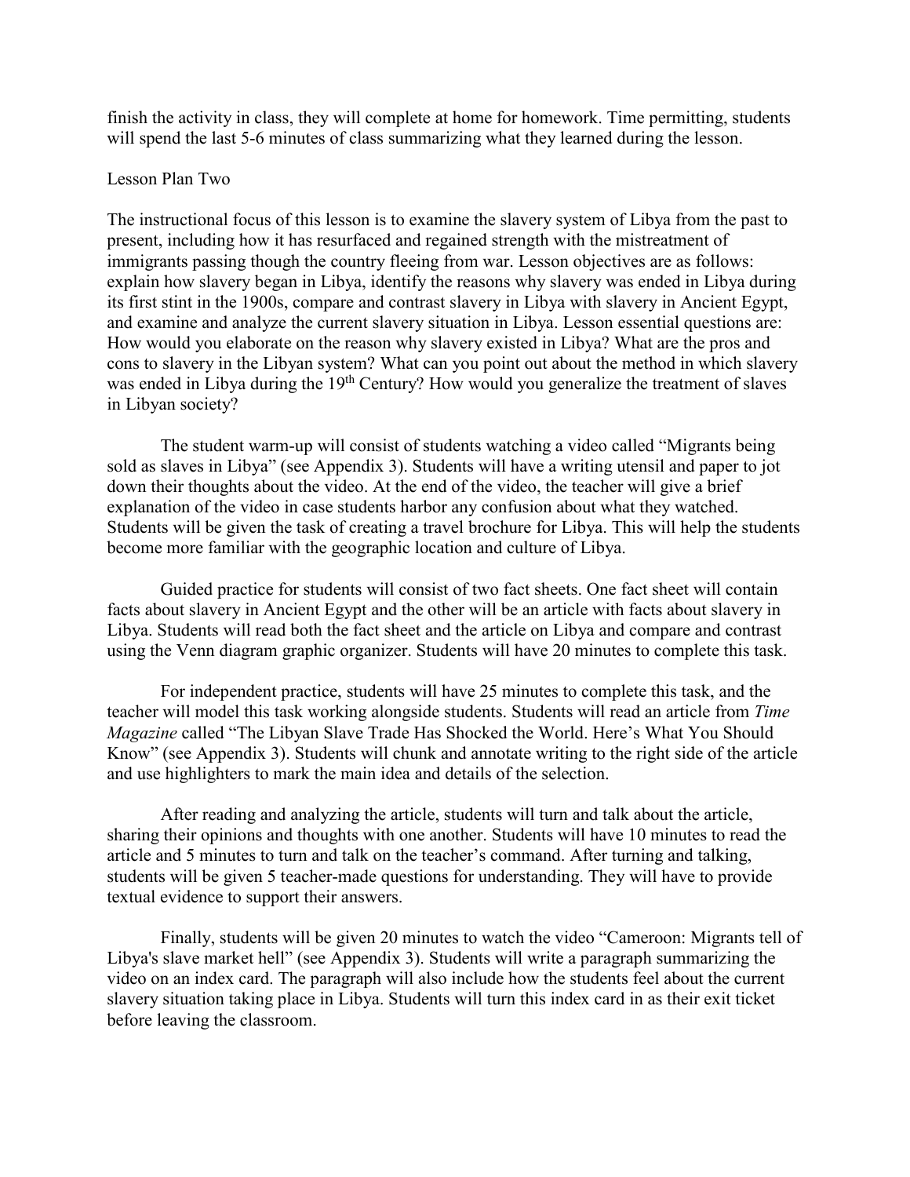finish the activity in class, they will complete at home for homework. Time permitting, students will spend the last 5-6 minutes of class summarizing what they learned during the lesson.

Lesson Plan Two

The instructional focus of this lesson is to examine the slavery system of Libya from the past to present, including how it has resurfaced and regained strength with the mistreatment of immigrants passing though the country fleeing from war. Lesson objectives are as follows: explain how slavery began in Libya, identify the reasons why slavery was ended in Libya during its first stint in the 1900s, compare and contrast slavery in Libya with slavery in Ancient Egypt, and examine and analyze the current slavery situation in Libya. Lesson essential questions are: How would you elaborate on the reason why slavery existed in Libya? What are the pros and cons to slavery in the Libyan system? What can you point out about the method in which slavery was ended in Libya during the 19th Century? How would you generalize the treatment of slaves in Libyan society?

The student warm-up will consist of students watching a video called "Migrants being sold as slaves in Libya" (see Appendix 3). Students will have a writing utensil and paper to jot down their thoughts about the video. At the end of the video, the teacher will give a brief explanation of the video in case students harbor any confusion about what they watched. Students will be given the task of creating a travel brochure for Libya. This will help the students become more familiar with the geographic location and culture of Libya.

Guided practice for students will consist of two fact sheets. One fact sheet will contain facts about slavery in Ancient Egypt and the other will be an article with facts about slavery in Libya. Students will read both the fact sheet and the article on Libya and compare and contrast using the Venn diagram graphic organizer. Students will have 20 minutes to complete this task.

For independent practice, students will have 25 minutes to complete this task, and the teacher will model this task working alongside students. Students will read an article from *Time Magazine* called "The Libyan Slave Trade Has Shocked the World. Here's What You Should Know" (see Appendix 3). Students will chunk and annotate writing to the right side of the article and use highlighters to mark the main idea and details of the selection.

After reading and analyzing the article, students will turn and talk about the article, sharing their opinions and thoughts with one another. Students will have 10 minutes to read the article and 5 minutes to turn and talk on the teacher's command. After turning and talking, students will be given 5 teacher-made questions for understanding. They will have to provide textual evidence to support their answers.

Finally, students will be given 20 minutes to watch the video "Cameroon: Migrants tell of Libya's slave market hell" (see Appendix 3). Students will write a paragraph summarizing the video on an index card. The paragraph will also include how the students feel about the current slavery situation taking place in Libya. Students will turn this index card in as their exit ticket before leaving the classroom.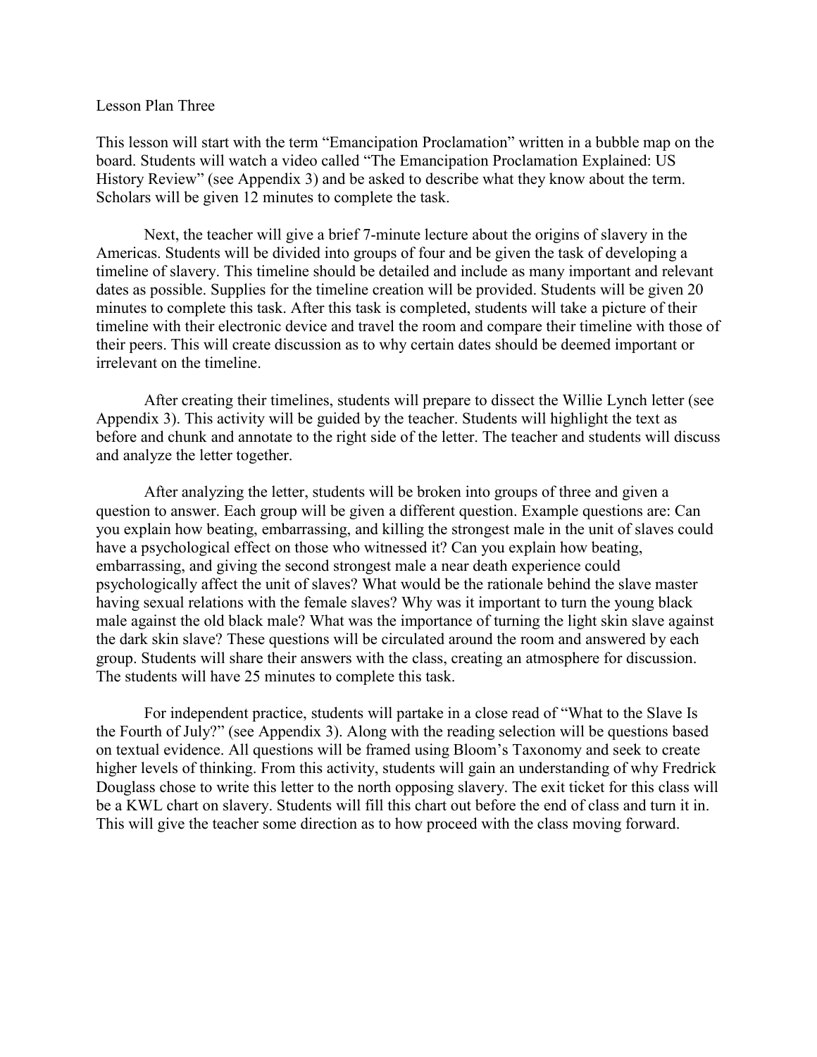Lesson Plan Three

This lesson will start with the term "Emancipation Proclamation" written in a bubble map on the board. Students will watch a video called "The Emancipation Proclamation Explained: US History Review" (see Appendix 3) and be asked to describe what they know about the term. Scholars will be given 12 minutes to complete the task.

Next, the teacher will give a brief 7-minute lecture about the origins of slavery in the Americas. Students will be divided into groups of four and be given the task of developing a timeline of slavery. This timeline should be detailed and include as many important and relevant dates as possible. Supplies for the timeline creation will be provided. Students will be given 20 minutes to complete this task. After this task is completed, students will take a picture of their timeline with their electronic device and travel the room and compare their timeline with those of their peers. This will create discussion as to why certain dates should be deemed important or irrelevant on the timeline.

After creating their timelines, students will prepare to dissect the Willie Lynch letter (see Appendix 3). This activity will be guided by the teacher. Students will highlight the text as before and chunk and annotate to the right side of the letter. The teacher and students will discuss and analyze the letter together.

After analyzing the letter, students will be broken into groups of three and given a question to answer. Each group will be given a different question. Example questions are: Can you explain how beating, embarrassing, and killing the strongest male in the unit of slaves could have a psychological effect on those who witnessed it? Can you explain how beating, embarrassing, and giving the second strongest male a near death experience could psychologically affect the unit of slaves? What would be the rationale behind the slave master having sexual relations with the female slaves? Why was it important to turn the young black male against the old black male? What was the importance of turning the light skin slave against the dark skin slave? These questions will be circulated around the room and answered by each group. Students will share their answers with the class, creating an atmosphere for discussion. The students will have 25 minutes to complete this task.

For independent practice, students will partake in a close read of "What to the Slave Is the Fourth of July?" (see Appendix 3). Along with the reading selection will be questions based on textual evidence. All questions will be framed using Bloom's Taxonomy and seek to create higher levels of thinking. From this activity, students will gain an understanding of why Fredrick Douglass chose to write this letter to the north opposing slavery. The exit ticket for this class will be a KWL chart on slavery. Students will fill this chart out before the end of class and turn it in. This will give the teacher some direction as to how proceed with the class moving forward.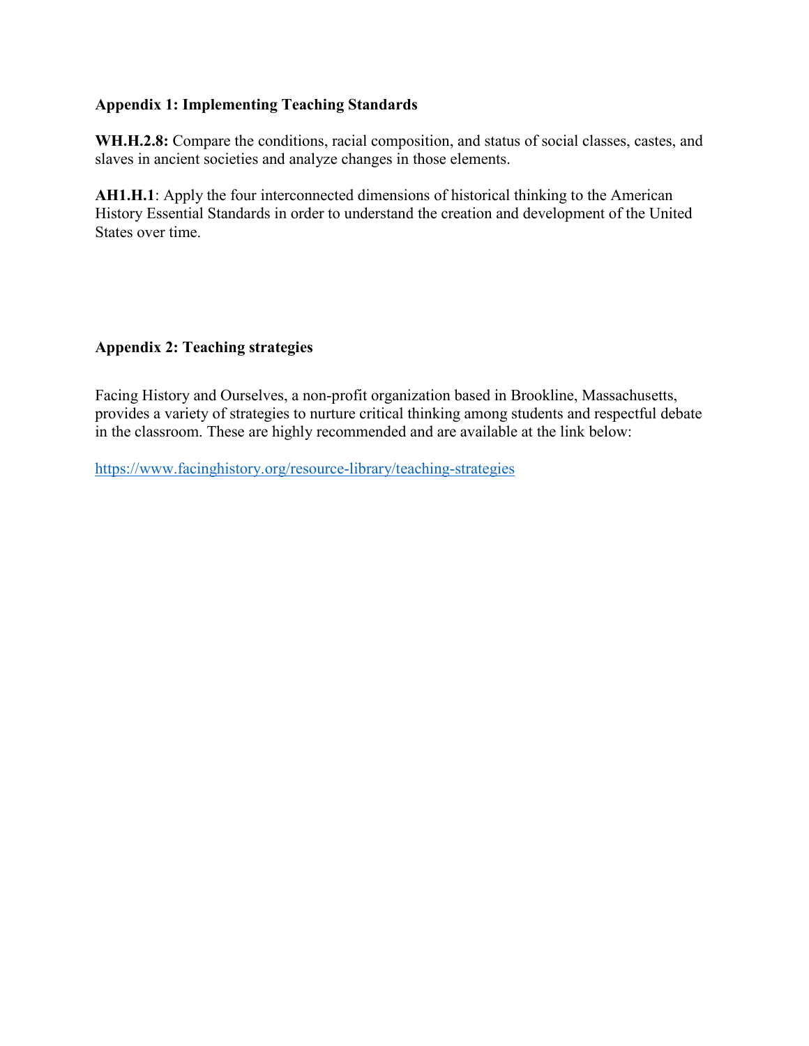**Appendix 1: Implementing Teaching Standards**

**WH.H.2.8:** Compare the conditions, racial composition, and status of social classes, castes, and slaves in ancient societies and analyze changes in those elements.

**AH1.H.1**: Apply the four interconnected dimensions of historical thinking to the American History Essential Standards in order to understand the creation and development of the United States over time.

**Appendix 2: Teaching strategies**

Facing History and Ourselves, a non-profit organization based in Brookline, Massachusetts, provides a variety of strategies to nurture critical thinking among students and respectful debate in the classroom. These are highly recommended and are available at the link below:

https://www.facinghistory.org/resource-library/teaching-strategies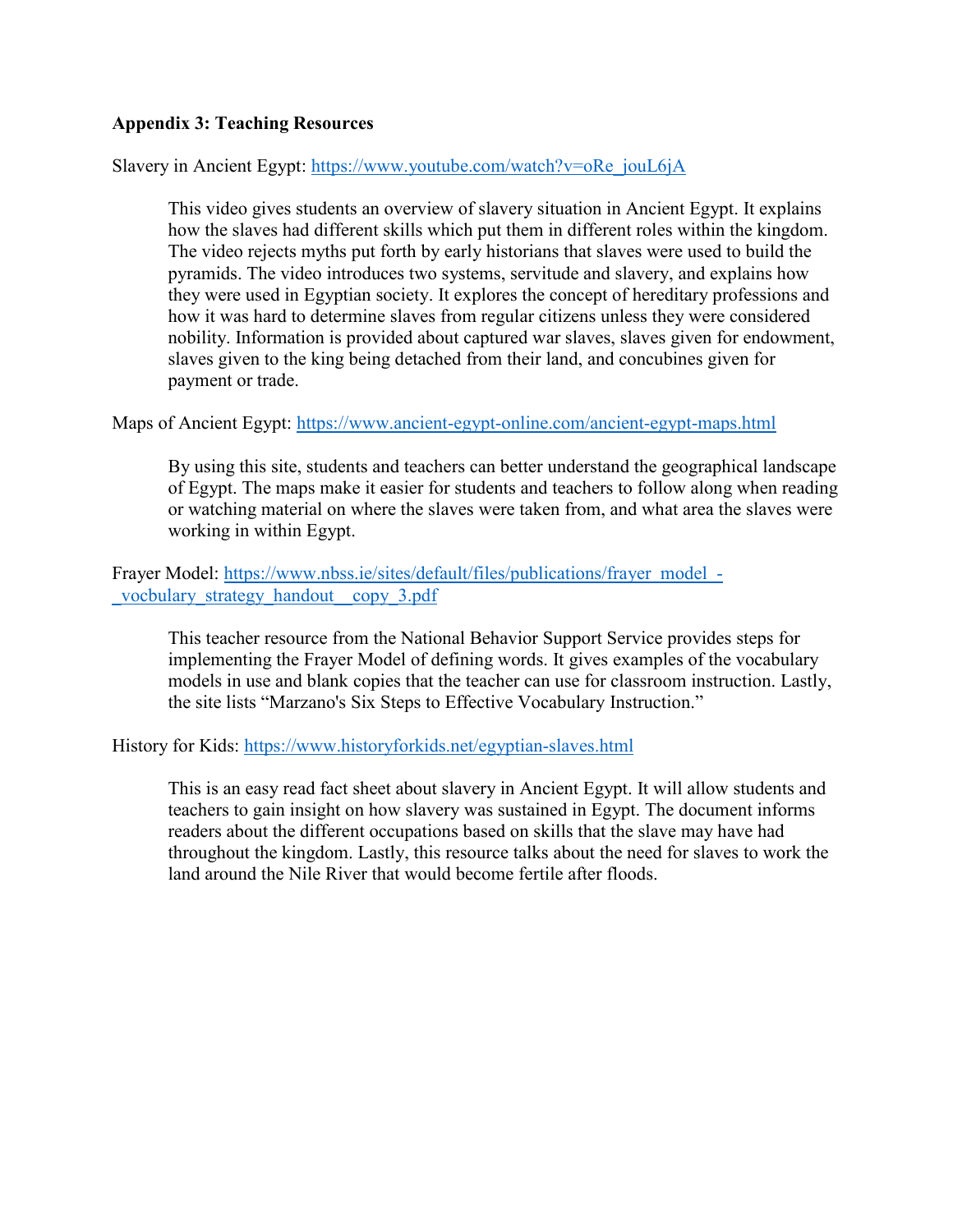**Appendix 3: Teaching Resources**

Slavery in Ancient Egypt: https://www.youtube.com/watch?v=oRe_jouL6jA

> This video gives students an overview of slavery situation in Ancient Egypt. It explains how the slaves had different skills which put them in different roles within the kingdom. The video rejects myths put forth by early historians that slaves were used to build the pyramids. The video introduces two systems, servitude and slavery, and explains how they were used in Egyptian society. It explores the concept of hereditary professions and how it was hard to determine slaves from regular citizens unless they were considered nobility. Information is provided about captured war slaves, slaves given for endowment, slaves given to the king being detached from their land, and concubines given for payment or trade.

Maps of Ancient Egypt: https://www.ancient-egypt-online.com/ancient-egypt-maps.html

> By using this site, students and teachers can better understand the geographical landscape of Egypt. The maps make it easier for students and teachers to follow along when reading or watching material on where the slaves were taken from, and what area the slaves were working in within Egypt.

Frayer Model: https://www.nbss.ie/sites/default/files/publications/frayer_model_-_vocbulary_strategy_handout__copy_3.pdf

> This teacher resource from the National Behavior Support Service provides steps for implementing the Frayer Model of defining words. It gives examples of the vocabulary models in use and blank copies that the teacher can use for classroom instruction. Lastly, the site lists "Marzano's Six Steps to Effective Vocabulary Instruction."

History for Kids: https://www.historyforkids.net/egyptian-slaves.html

> This is an easy read fact sheet about slavery in Ancient Egypt. It will allow students and teachers to gain insight on how slavery was sustained in Egypt. The document informs readers about the different occupations based on skills that the slave may have had throughout the kingdom. Lastly, this resource talks about the need for slaves to work the land around the Nile River that would become fertile after floods.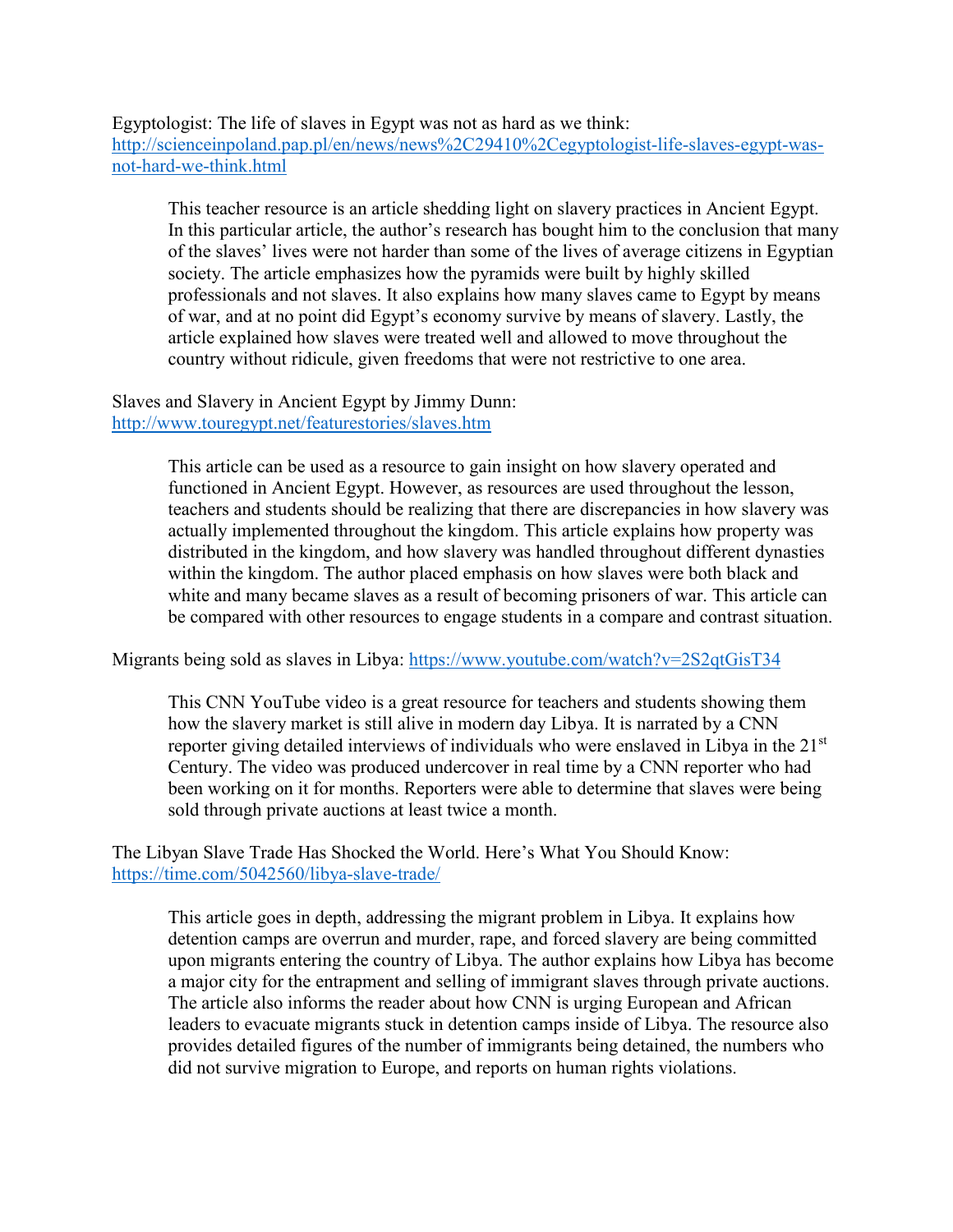Egyptologist: The life of slaves in Egypt was not as hard as we think: [http://scienceinpoland.pap.pl/en/news/news%2C29410%2Cegyptologist-life-slaves-egypt-was-not-hard-we-think.html](http://scienceinpoland.pap.pl/en/news/news%2C29410%2Cegyptologist-life-slaves-egypt-was-not-hard-we-think.html)

> This teacher resource is an article shedding light on slavery practices in Ancient Egypt. In this particular article, the author's research has bought him to the conclusion that many of the slaves' lives were not harder than some of the lives of average citizens in Egyptian society. The article emphasizes how the pyramids were built by highly skilled professionals and not slaves. It also explains how many slaves came to Egypt by means of war, and at no point did Egypt's economy survive by means of slavery. Lastly, the article explained how slaves were treated well and allowed to move throughout the country without ridicule, given freedoms that were not restrictive to one area.

Slaves and Slavery in Ancient Egypt by Jimmy Dunn: [http://www.touregypt.net/featurestories/slaves.htm](http://www.touregypt.net/featurestories/slaves.htm)

> This article can be used as a resource to gain insight on how slavery operated and functioned in Ancient Egypt. However, as resources are used throughout the lesson, teachers and students should be realizing that there are discrepancies in how slavery was actually implemented throughout the kingdom. This article explains how property was distributed in the kingdom, and how slavery was handled throughout different dynasties within the kingdom. The author placed emphasis on how slaves were both black and white and many became slaves as a result of becoming prisoners of war. This article can be compared with other resources to engage students in a compare and contrast situation.

Migrants being sold as slaves in Libya: [https://www.youtube.com/watch?v=2S2qtGisT34](https://www.youtube.com/watch?v=2S2qtGisT34)

> This CNN YouTube video is a great resource for teachers and students showing them how the slavery market is still alive in modern day Libya. It is narrated by a CNN reporter giving detailed interviews of individuals who were enslaved in Libya in the 21st Century. The video was produced undercover in real time by a CNN reporter who had been working on it for months. Reporters were able to determine that slaves were being sold through private auctions at least twice a month.

The Libyan Slave Trade Has Shocked the World. Here's What You Should Know: [https://time.com/5042560/libya-slave-trade/](https://time.com/5042560/libya-slave-trade/)

> This article goes in depth, addressing the migrant problem in Libya. It explains how detention camps are overrun and murder, rape, and forced slavery are being committed upon migrants entering the country of Libya. The author explains how Libya has become a major city for the entrapment and selling of immigrant slaves through private auctions. The article also informs the reader about how CNN is urging European and African leaders to evacuate migrants stuck in detention camps inside of Libya. The resource also provides detailed figures of the number of immigrants being detained, the numbers who did not survive migration to Europe, and reports on human rights violations.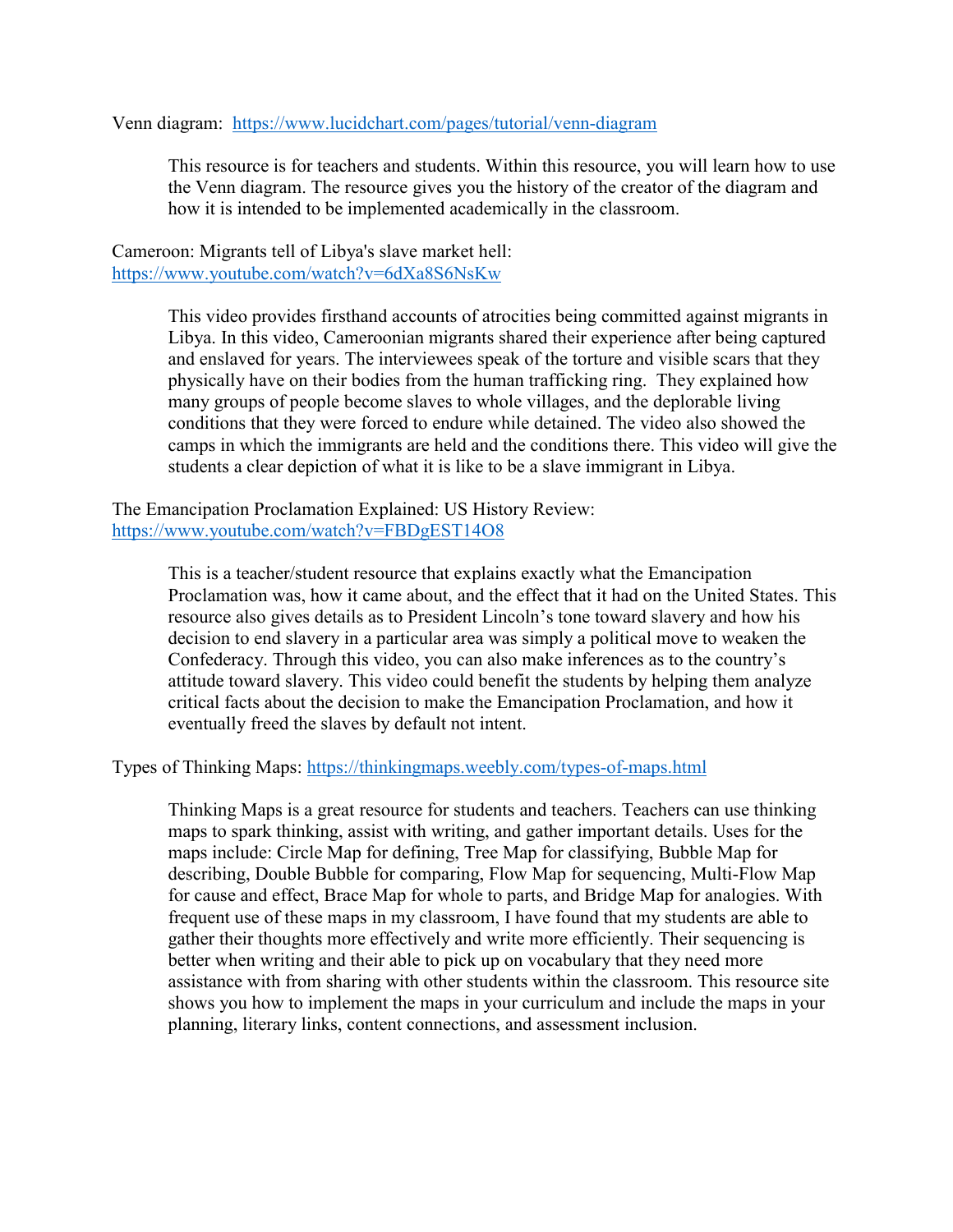Venn diagram: [https://www.lucidchart.com/pages/tutorial/venn-diagram](https://www.lucidchart.com/pages/tutorial/venn-diagram)

> This resource is for teachers and students. Within this resource, you will learn how to use the Venn diagram. The resource gives you the history of the creator of the diagram and how it is intended to be implemented academically in the classroom.

Cameroon: Migrants tell of Libya's slave market hell: [https://www.youtube.com/watch?v=6dXa8S6NsKw](https://www.youtube.com/watch?v=6dXa8S6NsKw)

> This video provides firsthand accounts of atrocities being committed against migrants in Libya. In this video, Cameroonian migrants shared their experience after being captured and enslaved for years. The interviewees speak of the torture and visible scars that they physically have on their bodies from the human trafficking ring. They explained how many groups of people become slaves to whole villages, and the deplorable living conditions that they were forced to endure while detained. The video also showed the camps in which the immigrants are held and the conditions there. This video will give the students a clear depiction of what it is like to be a slave immigrant in Libya.

The Emancipation Proclamation Explained: US History Review: [https://www.youtube.com/watch?v=FBDgEST14O8](https://www.youtube.com/watch?v=FBDgEST14O8)

> This is a teacher/student resource that explains exactly what the Emancipation Proclamation was, how it came about, and the effect that it had on the United States. This resource also gives details as to President Lincoln's tone toward slavery and how his decision to end slavery in a particular area was simply a political move to weaken the Confederacy. Through this video, you can also make inferences as to the country's attitude toward slavery. This video could benefit the students by helping them analyze critical facts about the decision to make the Emancipation Proclamation, and how it eventually freed the slaves by default not intent.

Types of Thinking Maps: [https://thinkingmaps.weebly.com/types-of-maps.html](https://thinkingmaps.weebly.com/types-of-maps.html)

> Thinking Maps is a great resource for students and teachers. Teachers can use thinking maps to spark thinking, assist with writing, and gather important details. Uses for the maps include: Circle Map for defining, Tree Map for classifying, Bubble Map for describing, Double Bubble for comparing, Flow Map for sequencing, Multi-Flow Map for cause and effect, Brace Map for whole to parts, and Bridge Map for analogies. With frequent use of these maps in my classroom, I have found that my students are able to gather their thoughts more effectively and write more efficiently. Their sequencing is better when writing and their able to pick up on vocabulary that they need more assistance with from sharing with other students within the classroom. This resource site shows you how to implement the maps in your curriculum and include the maps in your planning, literary links, content connections, and assessment inclusion.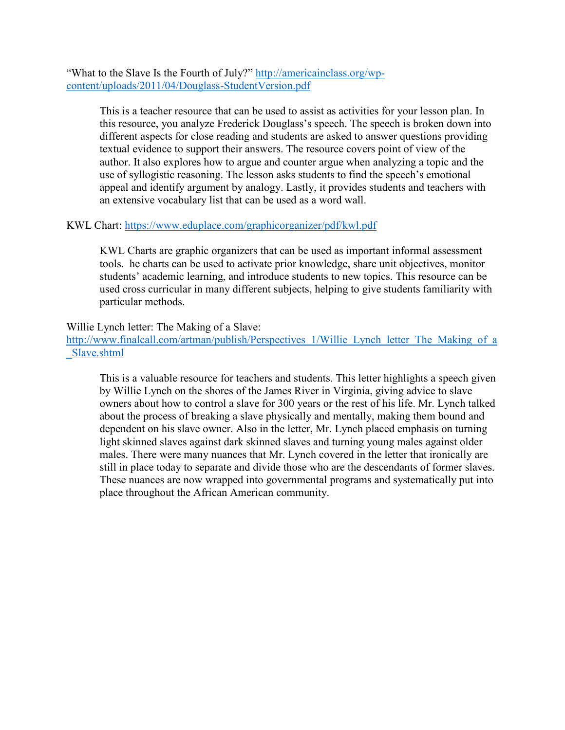"What to the Slave Is the Fourth of July?" [http://americainclass.org/wp-content/uploads/2011/04/Douglass-StudentVersion.pdf](http://americainclass.org/wp-content/uploads/2011/04/Douglass-StudentVersion.pdf)

> This is a teacher resource that can be used to assist as activities for your lesson plan. In this resource, you analyze Frederick Douglass's speech. The speech is broken down into different aspects for close reading and students are asked to answer questions providing textual evidence to support their answers. The resource covers point of view of the author. It also explores how to argue and counter argue when analyzing a topic and the use of syllogistic reasoning. The lesson asks students to find the speech's emotional appeal and identify argument by analogy. Lastly, it provides students and teachers with an extensive vocabulary list that can be used as a word wall.

KWL Chart: [https://www.eduplace.com/graphicorganizer/pdf/kwl.pdf](https://www.eduplace.com/graphicorganizer/pdf/kwl.pdf)

> KWL Charts are graphic organizers that can be used as important informal assessment tools.  he charts can be used to activate prior knowledge, share unit objectives, monitor students' academic learning, and introduce students to new topics. This resource can be used cross curricular in many different subjects, helping to give students familiarity with particular methods.

Willie Lynch letter: The Making of a Slave: [http://www.finalcall.com/artman/publish/Perspectives_1/Willie_Lynch_letter_The_Making_of_a_Slave.shtml](http://www.finalcall.com/artman/publish/Perspectives_1/Willie_Lynch_letter_The_Making_of_a_Slave.shtml)

> This is a valuable resource for teachers and students. This letter highlights a speech given by Willie Lynch on the shores of the James River in Virginia, giving advice to slave owners about how to control a slave for 300 years or the rest of his life. Mr. Lynch talked about the process of breaking a slave physically and mentally, making them bound and dependent on his slave owner. Also in the letter, Mr. Lynch placed emphasis on turning light skinned slaves against dark skinned slaves and turning young males against older males. There were many nuances that Mr. Lynch covered in the letter that ironically are still in place today to separate and divide those who are the descendants of former slaves. These nuances are now wrapped into governmental programs and systematically put into place throughout the African American community.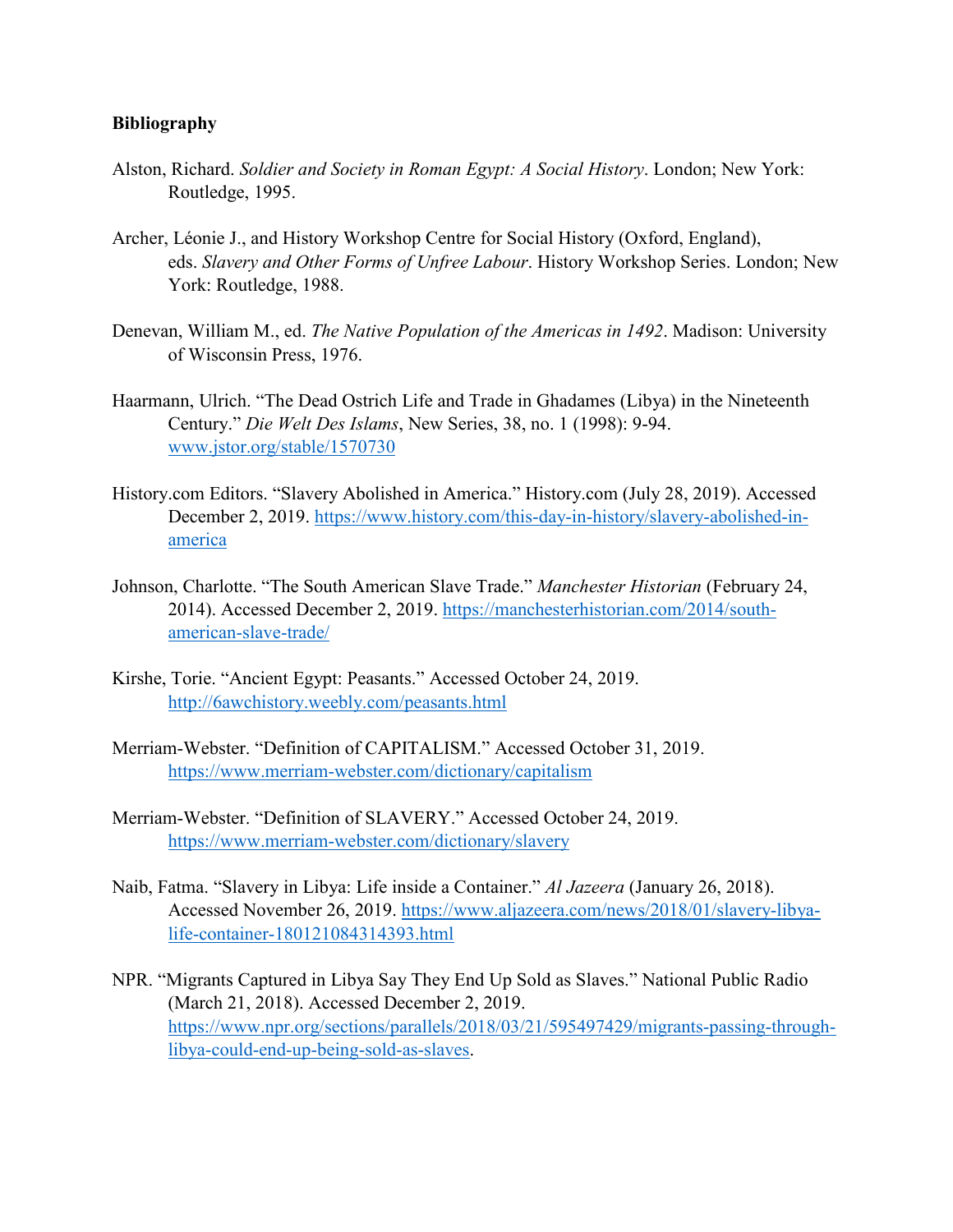**Bibliography**

Alston, Richard. *Soldier and Society in Roman Egypt: A Social History*. London; New York: Routledge, 1995.

Archer, Léonie J., and History Workshop Centre for Social History (Oxford, England), eds. *Slavery and Other Forms of Unfree Labour*. History Workshop Series. London; New York: Routledge, 1988.

Denevan, William M., ed. *The Native Population of the Americas in 1492*. Madison: University of Wisconsin Press, 1976.

Haarmann, Ulrich. "The Dead Ostrich Life and Trade in Ghadames (Libya) in the Nineteenth Century." *Die Welt Des Islams*, New Series, 38, no. 1 (1998): 9-94. [www.jstor.org/stable/1570730](www.jstor.org/stable/1570730)

History.com Editors. "Slavery Abolished in America." History.com (July 28, 2019). Accessed December 2, 2019. [https://www.history.com/this-day-in-history/slavery-abolished-in-america](https://www.history.com/this-day-in-history/slavery-abolished-in-america)

Johnson, Charlotte. "The South American Slave Trade." *Manchester Historian* (February 24, 2014). Accessed December 2, 2019. [https://manchesterhistorian.com/2014/south-american-slave-trade/](https://manchesterhistorian.com/2014/south-american-slave-trade/)

Kirshe, Torie. "Ancient Egypt: Peasants." Accessed October 24, 2019. [http://6awchistory.weebly.com/peasants.html](http://6awchistory.weebly.com/peasants.html)

Merriam-Webster. "Definition of CAPITALISM." Accessed October 31, 2019. [https://www.merriam-webster.com/dictionary/capitalism](https://www.merriam-webster.com/dictionary/capitalism)

Merriam-Webster. "Definition of SLAVERY." Accessed October 24, 2019. [https://www.merriam-webster.com/dictionary/slavery](https://www.merriam-webster.com/dictionary/slavery)

Naib, Fatma. "Slavery in Libya: Life inside a Container." *Al Jazeera* (January 26, 2018). Accessed November 26, 2019. [https://www.aljazeera.com/news/2018/01/slavery-libya-life-container-180121084314393.html](https://www.aljazeera.com/news/2018/01/slavery-libya-life-container-180121084314393.html)

NPR. "Migrants Captured in Libya Say They End Up Sold as Slaves." National Public Radio (March 21, 2018). Accessed December 2, 2019. [https://www.npr.org/sections/parallels/2018/03/21/595497429/migrants-passing-through-libya-could-end-up-being-sold-as-slaves](https://www.npr.org/sections/parallels/2018/03/21/595497429/migrants-passing-through-libya-could-end-up-being-sold-as-slaves).